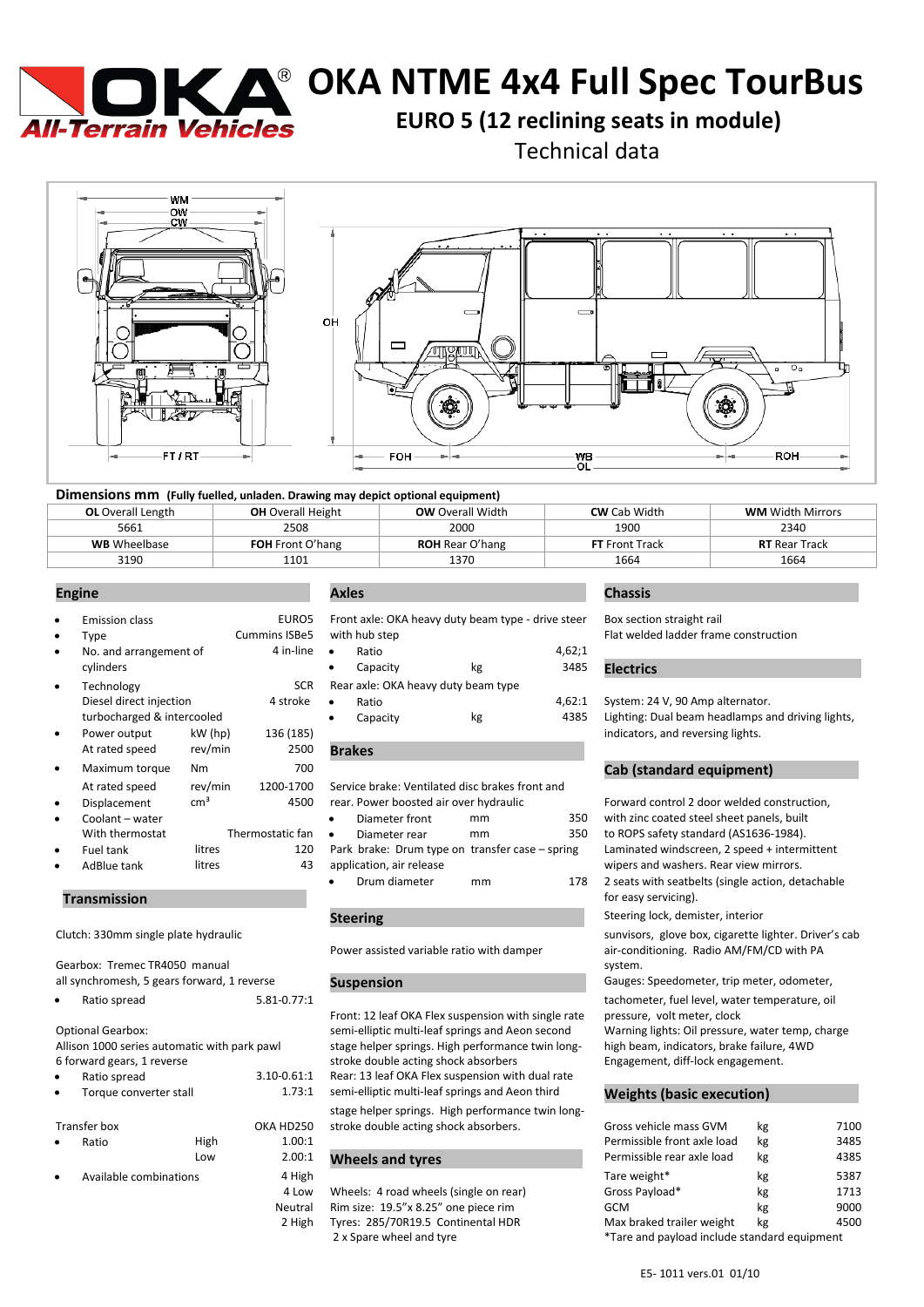# OKA NTME 4x4 Full Spec TourBus

## EURO 5 (12 reclining seats in module)

Technical data

WM
OW
CW
OH
FT / RT
FOH
WB
OL
ROH

**Dimensions mm** **(Fully fuelled, unladen. Drawing may depict optional equipment)**

| **OL** Overall Length | **OH** Overall Height | **OW** Overall Width | **CW** Cab Width | **WM** Width Mirrors |
|---|---|---|---|---|
| 5661 | 2508 | 2000 | 1900 | 2340 |
| **WB** Wheelbase | **FOH** Front O'hang | **ROH** Rear O'hang | **FT** Front Track | **RT** Rear Track |
| 3190 | 1101 | 1370 | 1664 | 1664 |

## Engine

- Emission class — EURO5
- Type — Cummins ISBe5
- No. and arrangement of cylinders — 4 in-line
- Technology — SCR
  Diesel direct injection — 4 stroke
  turbocharged & intercooled
- Power output — kW (hp) — 136 (185)
  At rated speed — rev/min — 2500
- Maximum torque — Nm — 700
  At rated speed — rev/min — 1200-1700
- Displacement — cm³ — 4500
- Coolant – water
  With thermostat — Thermostatic fan
- Fuel tank — litres — 120
- AdBlue tank — litres — 43

## Transmission

Clutch: 330mm single plate hydraulic

Gearbox: Tremec TR4050 manual
all synchromesh, 5 gears forward, 1 reverse

- Ratio spread — 5.81-0.77:1

Optional Gearbox:
Allison 1000 series automatic with park pawl
6 forward gears, 1 reverse

- Ratio spread — 3.10-0.61:1
- Torque converter stall — 1.73:1

Transfer box — OKA HD250

- Ratio — High — 1.00:1
  Low — 2.00:1
- Available combinations — 4 High, 4 Low, Neutral, 2 High

## Axles

Front axle: OKA heavy duty beam type - drive steer with hub step

- Ratio — 4,62;1
- Capacity — kg — 3485

Rear axle: OKA heavy duty beam type

- Ratio — 4,62:1
- Capacity — kg — 4385

## Brakes

Service brake: Ventilated disc brakes front and rear. Power boosted air over hydraulic

- Diameter front — mm — 350
- Diameter rear — mm — 350

Park brake: Drum type on transfer case – spring application, air release

- Drum diameter — mm — 178

## Steering

Power assisted variable ratio with damper

## Suspension

Front: 12 leaf OKA Flex suspension with single rate semi-elliptic multi-leaf springs and Aeon second stage helper springs. High performance twin long-stroke double acting shock absorbers

Rear: 13 leaf OKA Flex suspension with dual rate semi-elliptic multi-leaf springs and Aeon third stage helper springs. High performance twin long-stroke double acting shock absorbers.

## Wheels and tyres

Wheels: 4 road wheels (single on rear)
Rim size: 19.5"x 8.25" one piece rim
Tyres: 285/70R19.5 Continental HDR
2 x Spare wheel and tyre

## Chassis

Box section straight rail
Flat welded ladder frame construction

## Electrics

System: 24 V, 90 Amp alternator.
Lighting: Dual beam headlamps and driving lights, indicators, and reversing lights.

## Cab (standard equipment)

Forward control 2 door welded construction, with zinc coated steel sheet panels, built to ROPS safety standard (AS1636-1984).
Laminated windscreen, 2 speed + intermittent wipers and washers. Rear view mirrors.
2 seats with seatbelts (single action, detachable for easy servicing).
Steering lock, demister, interior sunvisors, glove box, cigarette lighter. Driver's cab air-conditioning. Radio AM/FM/CD with PA system.
Gauges: Speedometer, trip meter, odometer, tachometer, fuel level, water temperature, oil pressure, volt meter, clock
Warning lights: Oil pressure, water temp, charge high beam, indicators, brake failure, 4WD Engagement, diff-lock engagement.

## Weights (basic execution)

| | | |
|---|---|---|
| Gross vehicle mass GVM | kg | 7100 |
| Permissible front axle load | kg | 3485 |
| Permissible rear axle load | kg | 4385 |
| Tare weight* | kg | 5387 |
| Gross Payload* | kg | 1713 |
| GCM | kg | 9000 |
| Max braked trailer weight | kg | 4500 |

*Tare and payload include standard equipment

E5- 1011 vers.01 01/10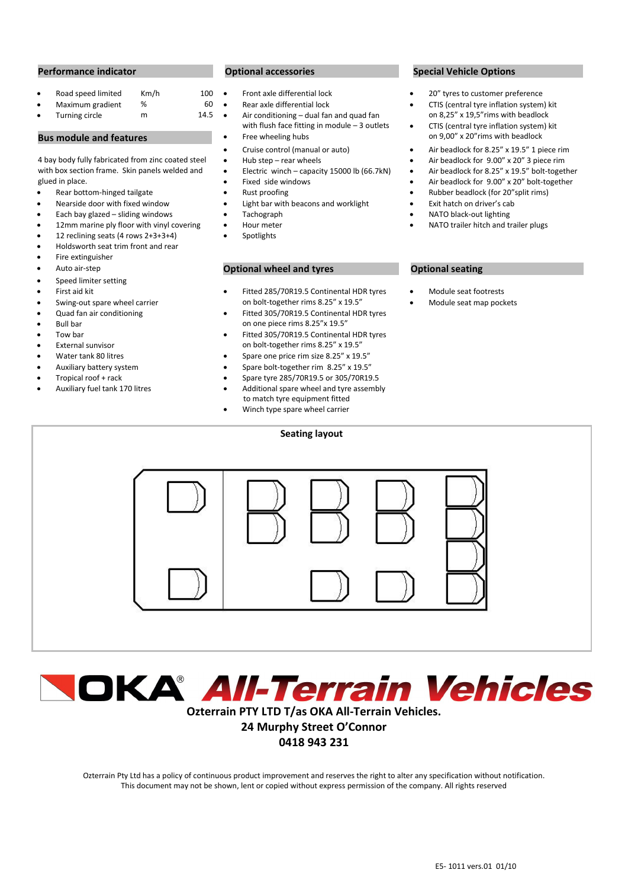## Performance indicator

| | | |
|---|---|---|
| Road speed limited | Km/h | 100 |
| Maximum gradient | % | 60 |
| Turning circle | m | 14.5 |

## Bus module and features

4 bay body fully fabricated from zinc coated steel with box section frame. Skin panels welded and glued in place.

- Rear bottom-hinged tailgate
- Nearside door with fixed window
- Each bay glazed – sliding windows
- 12mm marine ply floor with vinyl covering
- 12 reclining seats (4 rows 2+3+3+4)
- Holdsworth seat trim front and rear
- Fire extinguisher
- Auto air-step
- Speed limiter setting
- First aid kit
- Swing-out spare wheel carrier
- Quad fan air conditioning
- Bull bar
- Tow bar
- External sunvisor
- Water tank 80 litres
- Auxiliary battery system
- Tropical roof + rack
- Auxiliary fuel tank 170 litres

## Optional accessories

- Front axle differential lock
- Rear axle differential lock
- Air conditioning – dual fan and quad fan with flush face fitting in module – 3 outlets
- Free wheeling hubs
- Cruise control (manual or auto)
- Hub step – rear wheels
- Electric winch – capacity 15000 lb (66.7kN)
- Fixed side windows
- Rust proofing
- Light bar with beacons and worklight
- Tachograph
- Hour meter
- Spotlights

## Optional wheel and tyres

- Fitted 285/70R19.5 Continental HDR tyres on bolt-together rims 8.25" x 19.5"
- Fitted 305/70R19.5 Continental HDR tyres on one piece rims 8.25"x 19.5"
- Fitted 305/70R19.5 Continental HDR tyres on bolt-together rims 8.25" x 19.5"
- Spare one price rim size 8.25" x 19.5"
- Spare bolt-together rim 8.25" x 19.5"
- Spare tyre 285/70R19.5 or 305/70R19.5
- Additional spare wheel and tyre assembly to match tyre equipment fitted
- Winch type spare wheel carrier

## Special Vehicle Options

- 20" tyres to customer preference
- CTIS (central tyre inflation system) kit on 8,25" x 19,5"rims with beadlock
- CTIS (central tyre inflation system) kit on 9,00" x 20"rims with beadlock
- Air beadlock for 8.25" x 19.5" 1 piece rim
- Air beadlock for 9.00" x 20" 3 piece rim
- Air beadlock for 8.25" x 19.5" bolt-together
- Air beadlock for 9.00" x 20" bolt-together
- Rubber beadlock (for 20"split rims)
- Exit hatch on driver's cab
- NATO black-out lighting
- NATO trailer hitch and trailer plugs

## Optional seating

- Module seat footrests
- Module seat map pockets

## Seating layout

**OKA® All-Terrain Vehicles**

**Ozterrain PTY LTD T/as OKA All-Terrain Vehicles.**
**24 Murphy Street O'Connor**
**0418 943 231**

Ozterrain Pty Ltd has a policy of continuous product improvement and reserves the right to alter any specification without notification. This document may not be shown, lent or copied without express permission of the company. All rights reserved

E5- 1011 vers.01 01/10